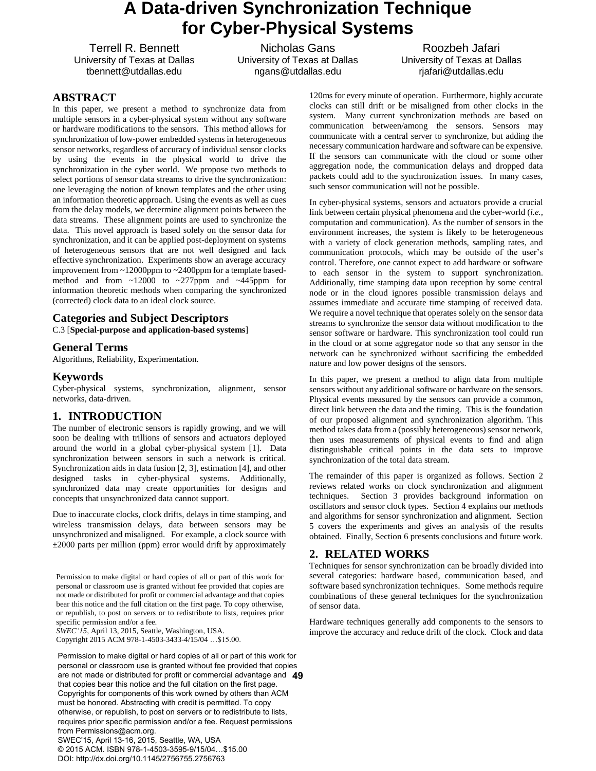# A Data-driven Synchronization Technique for Cyber-Physical Systems

Terrell R. Bennett
University of Texas at Dallas
tbennett@utdallas.edu

Nicholas Gans
University of Texas at Dallas
ngans@utdallas.edu

Roozbeh Jafari
University of Texas at Dallas
rjafari@utdallas.edu

## ABSTRACT

In this paper, we present a method to synchronize data from multiple sensors in a cyber-physical system without any software or hardware modifications to the sensors. This method allows for synchronization of low-power embedded systems in heterogeneous sensor networks, regardless of accuracy of individual sensor clocks by using the events in the physical world to drive the synchronization in the cyber world. We propose two methods to select portions of sensor data streams to drive the synchronization: one leveraging the notion of known templates and the other using an information theoretic approach. Using the events as well as cues from the delay models, we determine alignment points between the data streams. These alignment points are used to synchronize the data. This novel approach is based solely on the sensor data for synchronization, and it can be applied post-deployment on systems of heterogeneous sensors that are not well designed and lack effective synchronization. Experiments show an average accuracy improvement from ~12000ppm to ~2400ppm for a template based-method and from ~12000 to ~277ppm and ~445ppm for information theoretic methods when comparing the synchronized (corrected) clock data to an ideal clock source.

## Categories and Subject Descriptors

C.3 [**Special-purpose and application-based systems**]

## General Terms

Algorithms, Reliability, Experimentation.

## Keywords

Cyber-physical systems, synchronization, alignment, sensor networks, data-driven.

## 1. INTRODUCTION

The number of electronic sensors is rapidly growing, and we will soon be dealing with trillions of sensors and actuators deployed around the world in a global cyber-physical system [1]. Data synchronization between sensors in such a network is critical. Synchronization aids in data fusion [2, 3], estimation [4], and other designed tasks in cyber-physical systems. Additionally, synchronized data may create opportunities for designs and concepts that unsynchronized data cannot support.

Due to inaccurate clocks, clock drifts, delays in time stamping, and wireless transmission delays, data between sensors may be unsynchronized and misaligned. For example, a clock source with ±2000 parts per million (ppm) error would drift by approximately 120ms for every minute of operation. Furthermore, highly accurate clocks can still drift or be misaligned from other clocks in the system. Many current synchronization methods are based on communication between/among the sensors. Sensors may communicate with a central server to synchronize, but adding the necessary communication hardware and software can be expensive. If the sensors can communicate with the cloud or some other aggregation node, the communication delays and dropped data packets could add to the synchronization issues. In many cases, such sensor communication will not be possible.

In cyber-physical systems, sensors and actuators provide a crucial link between certain physical phenomena and the cyber-world (*i.e.*, computation and communication). As the number of sensors in the environment increases, the system is likely to be heterogeneous with a variety of clock generation methods, sampling rates, and communication protocols, which may be outside of the user's control. Therefore, one cannot expect to add hardware or software to each sensor in the system to support synchronization. Additionally, time stamping data upon reception by some central node or in the cloud ignores possible transmission delays and assumes immediate and accurate time stamping of received data. We require a novel technique that operates solely on the sensor data streams to synchronize the sensor data without modification to the sensor software or hardware. This synchronization tool could run in the cloud or at some aggregator node so that any sensor in the network can be synchronized without sacrificing the embedded nature and low power designs of the sensors.

In this paper, we present a method to align data from multiple sensors without any additional software or hardware on the sensors. Physical events measured by the sensors can provide a common, direct link between the data and the timing. This is the foundation of our proposed alignment and synchronization algorithm. This method takes data from a (possibly heterogeneous) sensor network, then uses measurements of physical events to find and align distinguishable critical points in the data sets to improve synchronization of the total data stream.

The remainder of this paper is organized as follows. Section 2 reviews related works on clock synchronization and alignment techniques. Section 3 provides background information on oscillators and sensor clock types. Section 4 explains our methods and algorithms for sensor synchronization and alignment. Section 5 covers the experiments and gives an analysis of the results obtained. Finally, Section 6 presents conclusions and future work.

## 2. RELATED WORKS

Techniques for sensor synchronization can be broadly divided into several categories: hardware based, communication based, and software based synchronization techniques. Some methods require combinations of these general techniques for the synchronization of sensor data.

Hardware techniques generally add components to the sensors to improve the accuracy and reduce drift of the clock. Clock and data

Permission to make digital or hard copies of all or part of this work for personal or classroom use is granted without fee provided that copies are not made or distributed for profit or commercial advantage and that copies bear this notice and the full citation on the first page. To copy otherwise, or republish, to post on servers or to redistribute to lists, requires prior specific permission and/or a fee.
*SWEC'15*, April 13, 2015, Seattle, Washington, USA.
Copyright 2015 ACM 978-1-4503-3433-4/15/04 …$15.00.

Permission to make digital or hard copies of all or part of this work for personal or classroom use is granted without fee provided that copies are not made or distributed for profit or commercial advantage and that copies bear this notice and the full citation on the first page. Copyrights for components of this work owned by others than ACM must be honored. Abstracting with credit is permitted. To copy otherwise, or republish, to post on servers or to redistribute to lists, requires prior specific permission and/or a fee. Request permissions from Permissions@acm.org.
SWEC'15, April 13-16, 2015, Seattle, WA, USA
© 2015 ACM. ISBN 978-1-4503-3595-9/15/04…$15.00
DOI: http://dx.doi.org/10.1145/2756755.2756763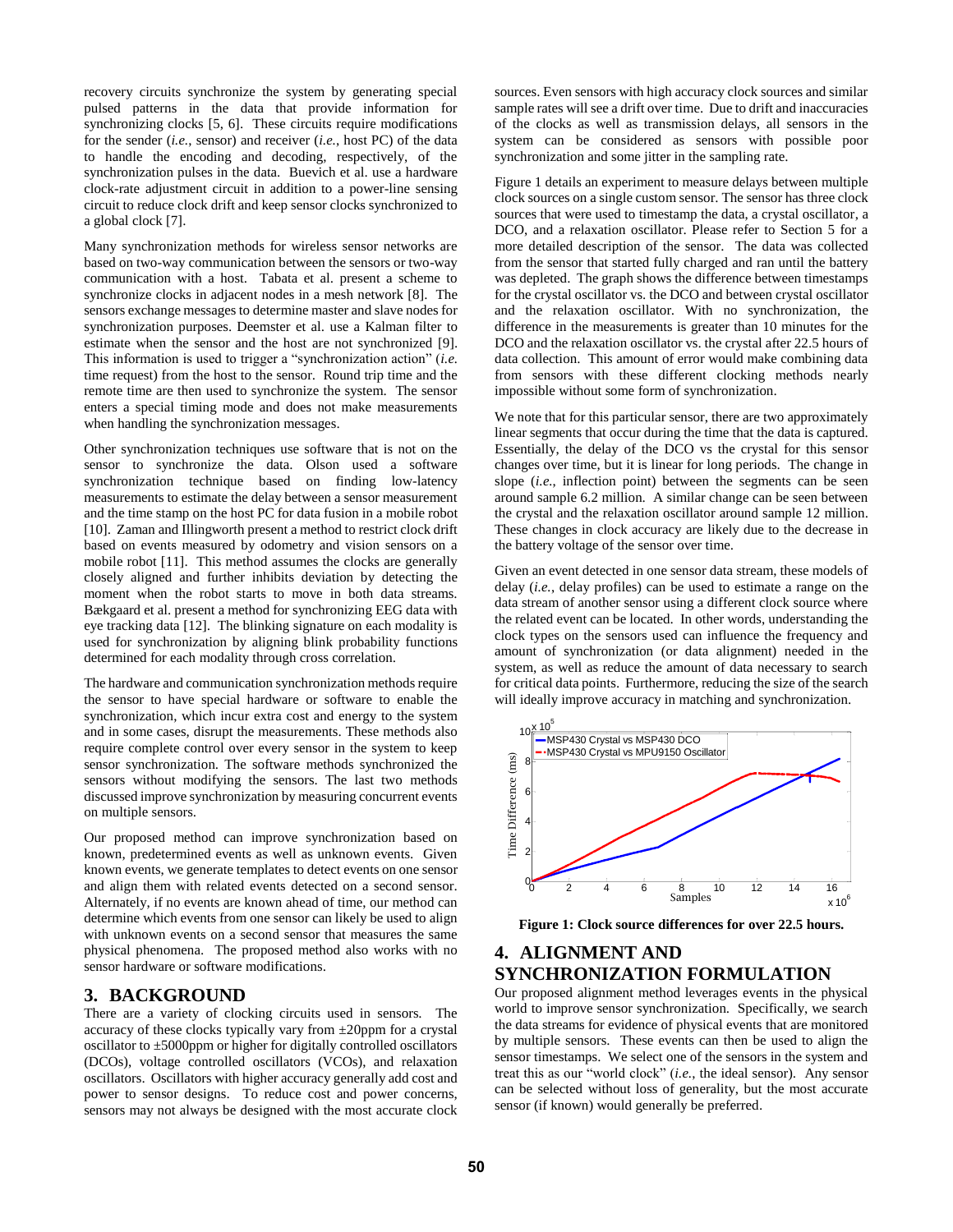recovery circuits synchronize the system by generating special pulsed patterns in the data that provide information for synchronizing clocks [5, 6]. These circuits require modifications for the sender (*i.e.*, sensor) and receiver (*i.e.*, host PC) of the data to handle the encoding and decoding, respectively, of the synchronization pulses in the data. Buevich et al. use a hardware clock-rate adjustment circuit in addition to a power-line sensing circuit to reduce clock drift and keep sensor clocks synchronized to a global clock [7].

Many synchronization methods for wireless sensor networks are based on two-way communication between the sensors or two-way communication with a host. Tabata et al. present a scheme to synchronize clocks in adjacent nodes in a mesh network [8]. The sensors exchange messages to determine master and slave nodes for synchronization purposes. Deemster et al. use a Kalman filter to estimate when the sensor and the host are not synchronized [9]. This information is used to trigger a "synchronization action" (*i.e.* time request) from the host to the sensor. Round trip time and the remote time are then used to synchronize the system. The sensor enters a special timing mode and does not make measurements when handling the synchronization messages.

Other synchronization techniques use software that is not on the sensor to synchronize the data. Olson used a software synchronization technique based on finding low-latency measurements to estimate the delay between a sensor measurement and the time stamp on the host PC for data fusion in a mobile robot [10]. Zaman and Illingworth present a method to restrict clock drift based on events measured by odometry and vision sensors on a mobile robot [11]. This method assumes the clocks are generally closely aligned and further inhibits deviation by detecting the moment when the robot starts to move in both data streams. Bækgaard et al. present a method for synchronizing EEG data with eye tracking data [12]. The blinking signature on each modality is used for synchronization by aligning blink probability functions determined for each modality through cross correlation.

The hardware and communication synchronization methods require the sensor to have special hardware or software to enable the synchronization, which incur extra cost and energy to the system and in some cases, disrupt the measurements. These methods also require complete control over every sensor in the system to keep sensor synchronization. The software methods synchronized the sensors without modifying the sensors. The last two methods discussed improve synchronization by measuring concurrent events on multiple sensors.

Our proposed method can improve synchronization based on known, predetermined events as well as unknown events. Given known events, we generate templates to detect events on one sensor and align them with related events detected on a second sensor. Alternately, if no events are known ahead of time, our method can determine which events from one sensor can likely be used to align with unknown events on a second sensor that measures the same physical phenomena. The proposed method also works with no sensor hardware or software modifications.

## 3. BACKGROUND

There are a variety of clocking circuits used in sensors. The accuracy of these clocks typically vary from ±20ppm for a crystal oscillator to ±5000ppm or higher for digitally controlled oscillators (DCOs), voltage controlled oscillators (VCOs), and relaxation oscillators. Oscillators with higher accuracy generally add cost and power to sensor designs. To reduce cost and power concerns, sensors may not always be designed with the most accurate clock sources. Even sensors with high accuracy clock sources and similar sample rates will see a drift over time. Due to drift and inaccuracies of the clocks as well as transmission delays, all sensors in the system can be considered as sensors with possible poor synchronization and some jitter in the sampling rate.

Figure 1 details an experiment to measure delays between multiple clock sources on a single custom sensor. The sensor has three clock sources that were used to timestamp the data, a crystal oscillator, a DCO, and a relaxation oscillator. Please refer to Section 5 for a more detailed description of the sensor. The data was collected from the sensor that started fully charged and ran until the battery was depleted. The graph shows the difference between timestamps for the crystal oscillator vs. the DCO and between crystal oscillator and the relaxation oscillator. With no synchronization, the difference in the measurements is greater than 10 minutes for the DCO and the relaxation oscillator vs. the crystal after 22.5 hours of data collection. This amount of error would make combining data from sensors with these different clocking methods nearly impossible without some form of synchronization.

We note that for this particular sensor, there are two approximately linear segments that occur during the time that the data is captured. Essentially, the delay of the DCO vs the crystal for this sensor changes over time, but it is linear for long periods. The change in slope (*i.e.*, inflection point) between the segments can be seen around sample 6.2 million. A similar change can be seen between the crystal and the relaxation oscillator around sample 12 million. These changes in clock accuracy are likely due to the decrease in the battery voltage of the sensor over time.

Given an event detected in one sensor data stream, these models of delay (*i.e.*, delay profiles) can be used to estimate a range on the data stream of another sensor using a different clock source where the related event can be located. In other words, understanding the clock types on the sensors used can influence the frequency and amount of synchronization (or data alignment) needed in the system, as well as reduce the amount of data necessary to search for critical data points. Furthermore, reducing the size of the search will ideally improve accuracy in matching and synchronization.

**Figure 1: Clock source differences for over 22.5 hours.**

## 4. ALIGNMENT AND SYNCHRONIZATION FORMULATION

Our proposed alignment method leverages events in the physical world to improve sensor synchronization. Specifically, we search the data streams for evidence of physical events that are monitored by multiple sensors. These events can then be used to align the sensor timestamps. We select one of the sensors in the system and treat this as our "world clock" (*i.e.*, the ideal sensor). Any sensor can be selected without loss of generality, but the most accurate sensor (if known) would generally be preferred.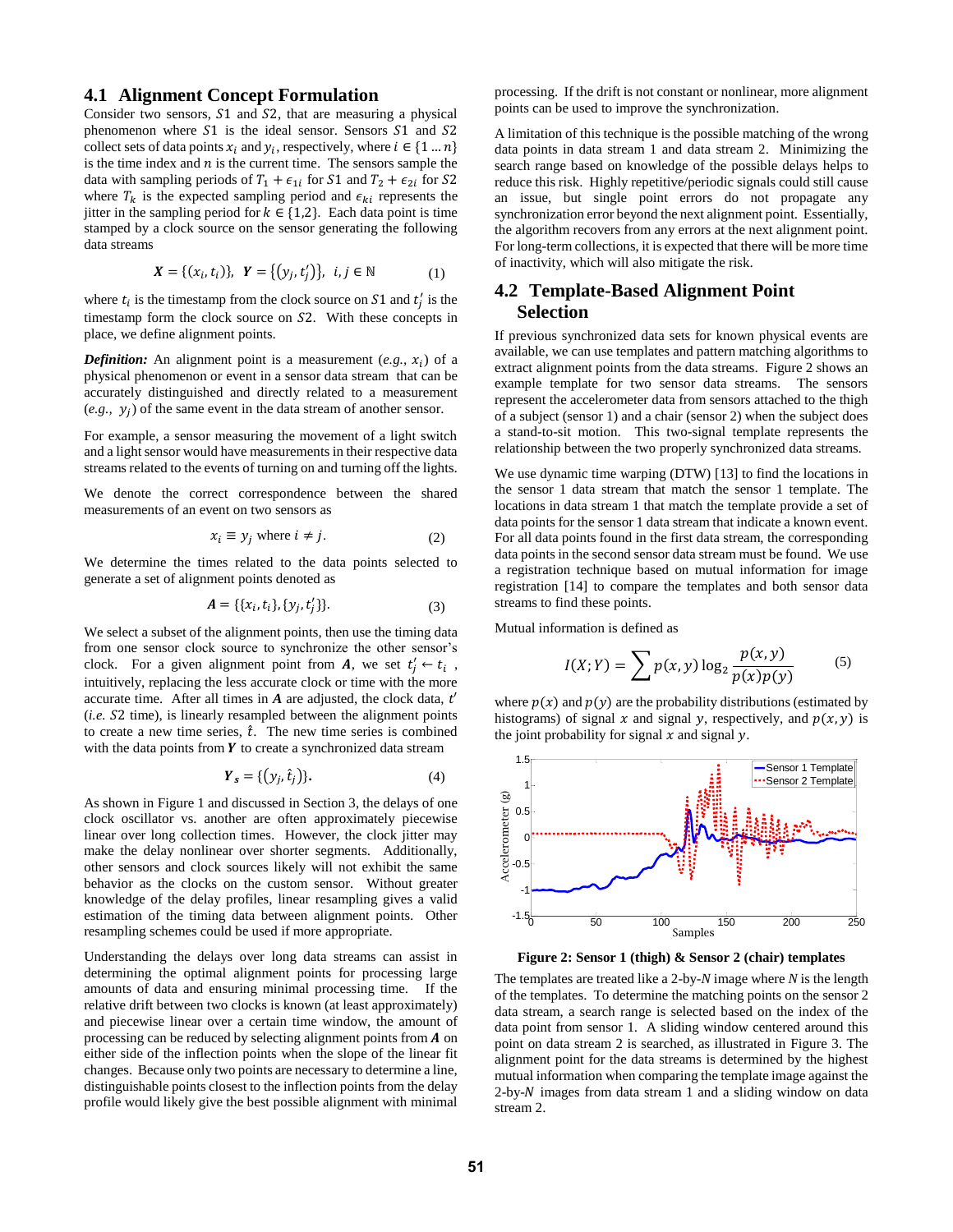## 4.1 Alignment Concept Formulation

Consider two sensors, $S1$ and $S2$, that are measuring a physical phenomenon where $S1$ is the ideal sensor. Sensors $S1$ and $S2$ collect sets of data points $x_i$ and $y_i$, respectively, where $i \in \{1 \dots n\}$ is the time index and $n$ is the current time. The sensors sample the data with sampling periods of $T_1 + \epsilon_{1i}$ for $S1$ and $T_2 + \epsilon_{2i}$ for $S2$ where $T_k$ is the expected sampling period and $\epsilon_{ki}$ represents the jitter in the sampling period for $k \in \{1,2\}$. Each data point is time stamped by a clock source on the sensor generating the following data streams

$$\boldsymbol{X} = \{(x_i, t_i)\}, \;\; \boldsymbol{Y} = \{(y_j, t'_j)\}, \;\; i, j \in \mathbb{N} \tag{1}$$

where $t_i$ is the timestamp from the clock source on $S1$ and $t'_j$ is the timestamp form the clock source on $S2$. With these concepts in place, we define alignment points.

***Definition:*** An alignment point is a measurement (*e.g.*, $x_i$) of a physical phenomenon or event in a sensor data stream that can be accurately distinguished and directly related to a measurement (*e.g.*, $y_j$) of the same event in the data stream of another sensor.

For example, a sensor measuring the movement of a light switch and a light sensor would have measurements in their respective data streams related to the events of turning on and turning off the lights.

We denote the correct correspondence between the shared measurements of an event on two sensors as

$$x_i \equiv y_j \text{ where } i \neq j. \tag{2}$$

We determine the times related to the data points selected to generate a set of alignment points denoted as

$$\boldsymbol{A} = \{\{x_i, t_i\}, \{y_j, t'_j\}\}. \tag{3}$$

We select a subset of the alignment points, then use the timing data from one sensor clock source to synchronize the other sensor's clock. For a given alignment point from $\boldsymbol{A}$, we set $t'_j \leftarrow t_i$, intuitively, replacing the less accurate clock or time with the more accurate time. After all times in $\boldsymbol{A}$ are adjusted, the clock data, $t'$ (*i.e.* $S2$ time), is linearly resampled between the alignment points to create a new time series, $\hat{t}$. The new time series is combined with the data points from $\boldsymbol{Y}$ to create a synchronized data stream

$$\boldsymbol{Y_s} = \{(y_j, \hat{t}_j)\}. \tag{4}$$

As shown in Figure 1 and discussed in Section 3, the delays of one clock oscillator vs. another are often approximately piecewise linear over long collection times. However, the clock jitter may make the delay nonlinear over shorter segments. Additionally, other sensors and clock sources likely will not exhibit the same behavior as the clocks on the custom sensor. Without greater knowledge of the delay profiles, linear resampling gives a valid estimation of the timing data between alignment points. Other resampling schemes could be used if more appropriate.

Understanding the delays over long data streams can assist in determining the optimal alignment points for processing large amounts of data and ensuring minimal processing time. If the relative drift between two clocks is known (at least approximately) and piecewise linear over a certain time window, the amount of processing can be reduced by selecting alignment points from $\boldsymbol{A}$ on either side of the inflection points when the slope of the linear fit changes. Because only two points are necessary to determine a line, distinguishable points closest to the inflection points from the delay profile would likely give the best possible alignment with minimal processing. If the drift is not constant or nonlinear, more alignment points can be used to improve the synchronization.

A limitation of this technique is the possible matching of the wrong data points in data stream 1 and data stream 2. Minimizing the search range based on knowledge of the possible delays helps to reduce this risk. Highly repetitive/periodic signals could still cause an issue, but single point errors do not propagate any synchronization error beyond the next alignment point. Essentially, the algorithm recovers from any errors at the next alignment point. For long-term collections, it is expected that there will be more time of inactivity, which will also mitigate the risk.

## 4.2 Template-Based Alignment Point Selection

If previous synchronized data sets for known physical events are available, we can use templates and pattern matching algorithms to extract alignment points from the data streams. Figure 2 shows an example template for two sensor data streams. The sensors represent the accelerometer data from sensors attached to the thigh of a subject (sensor 1) and a chair (sensor 2) when the subject does a stand-to-sit motion. This two-signal template represents the relationship between the two properly synchronized data streams.

We use dynamic time warping (DTW) [13] to find the locations in the sensor 1 data stream that match the sensor 1 template. The locations in data stream 1 that match the template provide a set of data points for the sensor 1 data stream that indicate a known event. For all data points found in the first data stream, the corresponding data points in the second sensor data stream must be found. We use a registration technique based on mutual information for image registration [14] to compare the templates and both sensor data streams to find these points.

Mutual information is defined as

$$I(X;Y) = \sum p(x,y) \log_2 \frac{p(x,y)}{p(x)p(y)} \tag{5}$$

where $p(x)$ and $p(y)$ are the probability distributions (estimated by histograms) of signal $x$ and signal $y$, respectively, and $p(x,y)$ is the joint probability for signal $x$ and signal $y$.

**Figure 2: Sensor 1 (thigh) & Sensor 2 (chair) templates**

The templates are treated like a 2-by-$N$ image where $N$ is the length of the templates. To determine the matching points on the sensor 2 data stream, a search range is selected based on the index of the data point from sensor 1. A sliding window centered around this point on data stream 2 is searched, as illustrated in Figure 3. The alignment point for the data streams is determined by the highest mutual information when comparing the template image against the 2-by-$N$ images from data stream 1 and a sliding window on data stream 2.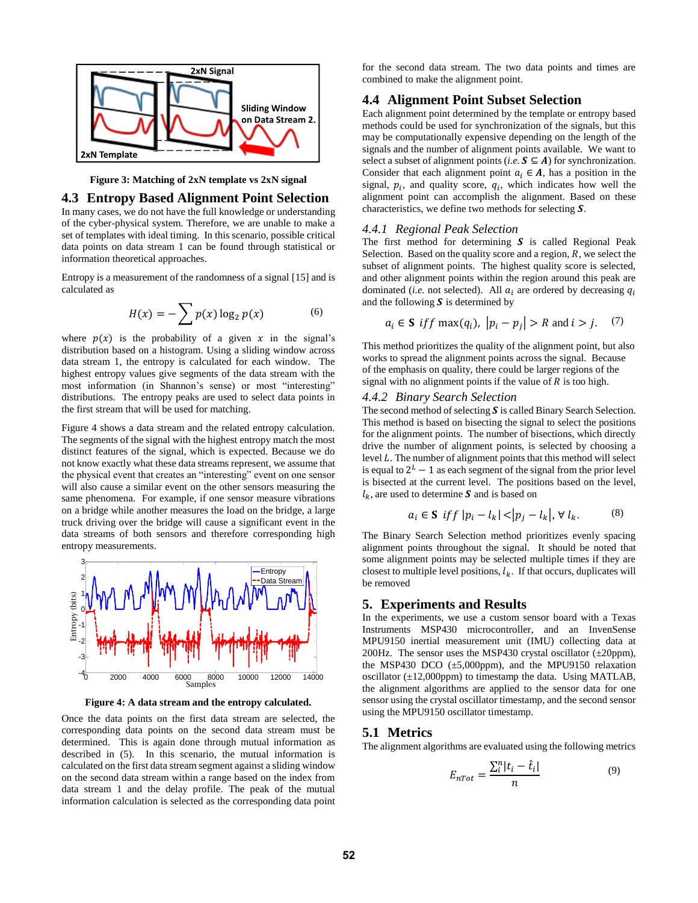Figure 3: Matching of 2xN template vs 2xN signal

## 4.3 Entropy Based Alignment Point Selection

In many cases, we do not have the full knowledge or understanding of the cyber-physical system. Therefore, we are unable to make a set of templates with ideal timing. In this scenario, possible critical data points on data stream 1 can be found through statistical or information theoretical approaches.

Entropy is a measurement of the randomness of a signal [15] and is calculated as

$$H(x) = -\sum p(x)\log_2 p(x) \tag{6}$$

where $p(x)$ is the probability of a given $x$ in the signal's distribution based on a histogram. Using a sliding window across data stream 1, the entropy is calculated for each window. The highest entropy values give segments of the data stream with the most information (in Shannon's sense) or most "interesting" distributions. The entropy peaks are used to select data points in the first stream that will be used for matching.

Figure 4 shows a data stream and the related entropy calculation. The segments of the signal with the highest entropy match the most distinct features of the signal, which is expected. Because we do not know exactly what these data streams represent, we assume that the physical event that creates an "interesting" event on one sensor will also cause a similar event on the other sensors measuring the same phenomena. For example, if one sensor measure vibrations on a bridge while another measures the load on the bridge, a large truck driving over the bridge will cause a significant event in the data streams of both sensors and therefore corresponding high entropy measurements.

Figure 4: A data stream and the entropy calculated.

Once the data points on the first data stream are selected, the corresponding data points on the second data stream must be determined. This is again done through mutual information as described in (5). In this scenario, the mutual information is calculated on the first data stream segment against a sliding window on the second data stream within a range based on the index from data stream 1 and the delay profile. The peak of the mutual information calculation is selected as the corresponding data point for the second data stream. The two data points and times are combined to make the alignment point.

## 4.4 Alignment Point Subset Selection

Each alignment point determined by the template or entropy based methods could be used for synchronization of the signals, but this may be computationally expensive depending on the length of the signals and the number of alignment points available. We want to select a subset of alignment points (*i.e.* $\boldsymbol{S} \subseteq \boldsymbol{A}$) for synchronization. Consider that each alignment point $a_i \in \boldsymbol{A}$, has a position in the signal, $p_i$, and quality score, $q_i$, which indicates how well the alignment point can accomplish the alignment. Based on these characteristics, we define two methods for selecting $\boldsymbol{S}$.

### *4.4.1 Regional Peak Selection*

The first method for determining $\boldsymbol{S}$ is called Regional Peak Selection. Based on the quality score and a region, $R$, we select the subset of alignment points. The highest quality score is selected, and other alignment points within the region around this peak are dominated (*i.e.* not selected). All $a_i$ are ordered by decreasing $q_i$ and the following $\boldsymbol{S}$ is determined by

$$a_i \in \mathbf{S}\ iff\ \max(q_i),\ |p_i - p_j| > R \text{ and } i > j. \tag{7}$$

This method prioritizes the quality of the alignment point, but also works to spread the alignment points across the signal. Because of the emphasis on quality, there could be larger regions of the signal with no alignment points if the value of $R$ is too high.

### *4.4.2 Binary Search Selection*

The second method of selecting $\boldsymbol{S}$ is called Binary Search Selection. This method is based on bisecting the signal to select the positions for the alignment points. The number of bisections, which directly drive the number of alignment points, is selected by choosing a level $L$. The number of alignment points that this method will select is equal to $2^L - 1$ as each segment of the signal from the prior level is bisected at the current level. The positions based on the level, $l_k$, are used to determine $\boldsymbol{S}$ and is based on

$$a_i \in \mathbf{S}\ iff\ |p_i - l_k| < |p_j - l_k|,\ \forall\ l_k. \tag{8}$$

The Binary Search Selection method prioritizes evenly spacing alignment points throughout the signal. It should be noted that some alignment points may be selected multiple times if they are closest to multiple level positions, $l_k$. If that occurs, duplicates will be removed

# 5. Experiments and Results

In the experiments, we use a custom sensor board with a Texas Instruments MSP430 microcontroller, and an InvenSense MPU9150 inertial measurement unit (IMU) collecting data at 200Hz. The sensor uses the MSP430 crystal oscillator (±20ppm), the MSP430 DCO (±5,000ppm), and the MPU9150 relaxation oscillator (±12,000ppm) to timestamp the data. Using MATLAB, the alignment algorithms are applied to the sensor data for one sensor using the crystal oscillator timestamp, and the second sensor using the MPU9150 oscillator timestamp.

## 5.1 Metrics

The alignment algorithms are evaluated using the following metrics

$$E_{nTot} = \frac{\sum_i^n |t_i - \hat{t}_i|}{n} \tag{9}$$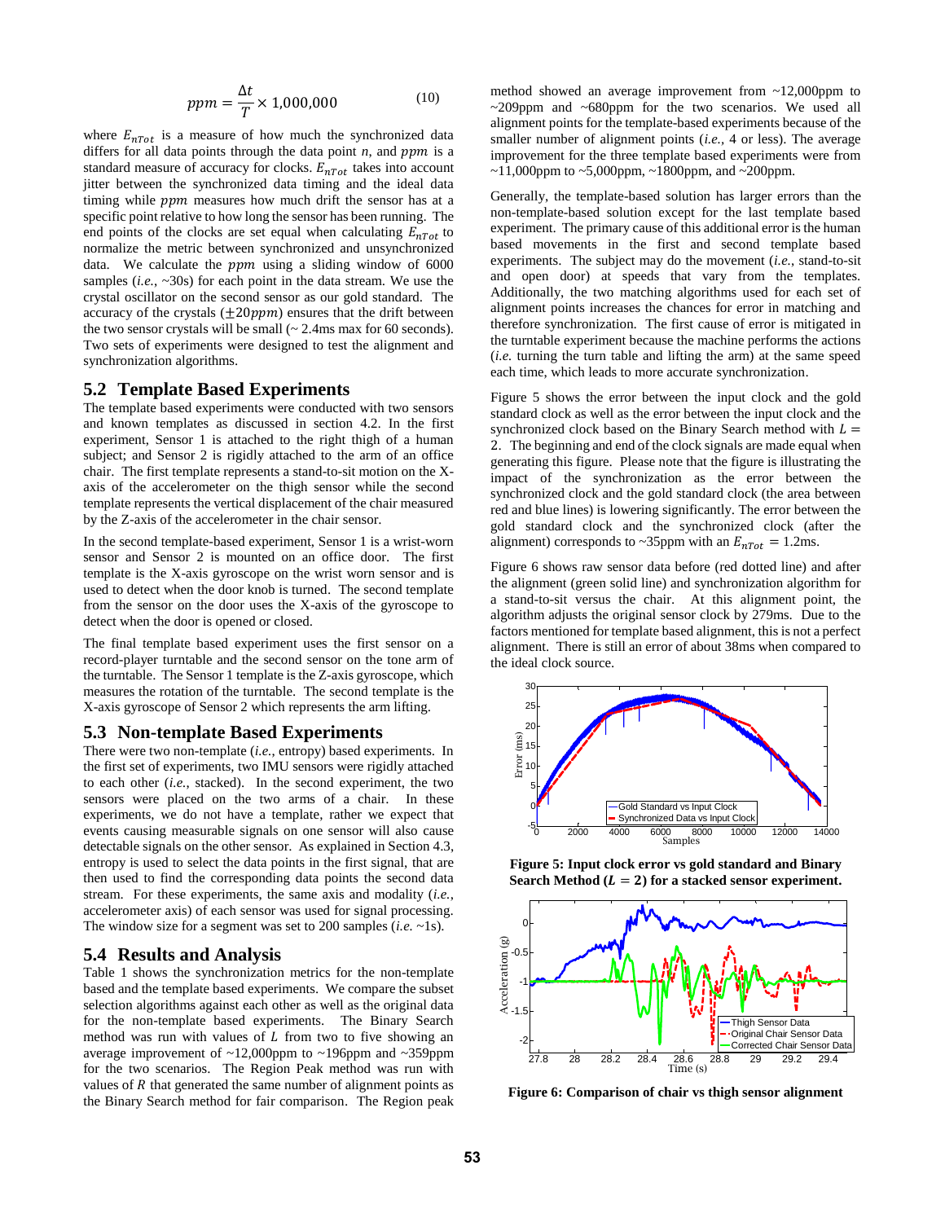$$ppm = \frac{\Delta t}{T} \times 1{,}000{,}000 \tag{10}$$

where $E_{nTot}$ is a measure of how much the synchronized data differs for all data points through the data point $n$, and $ppm$ is a standard measure of accuracy for clocks. $E_{nTot}$ takes into account jitter between the synchronized data timing and the ideal data timing while $ppm$ measures how much drift the sensor has at a specific point relative to how long the sensor has been running. The end points of the clocks are set equal when calculating $E_{nTot}$ to normalize the metric between synchronized and unsynchronized data. We calculate the $ppm$ using a sliding window of 6000 samples (*i.e.*, ~30s) for each point in the data stream. We use the crystal oscillator on the second sensor as our gold standard. The accuracy of the crystals ($\pm 20ppm$) ensures that the drift between the two sensor crystals will be small (~ 2.4ms max for 60 seconds). Two sets of experiments were designed to test the alignment and synchronization algorithms.

## 5.2 Template Based Experiments

The template based experiments were conducted with two sensors and known templates as discussed in section 4.2. In the first experiment, Sensor 1 is attached to the right thigh of a human subject; and Sensor 2 is rigidly attached to the arm of an office chair. The first template represents a stand-to-sit motion on the X-axis of the accelerometer on the thigh sensor while the second template represents the vertical displacement of the chair measured by the Z-axis of the accelerometer in the chair sensor.

In the second template-based experiment, Sensor 1 is a wrist-worn sensor and Sensor 2 is mounted on an office door. The first template is the X-axis gyroscope on the wrist worn sensor and is used to detect when the door knob is turned. The second template from the sensor on the door uses the X-axis of the gyroscope to detect when the door is opened or closed.

The final template based experiment uses the first sensor on a record-player turntable and the second sensor on the tone arm of the turntable. The Sensor 1 template is the Z-axis gyroscope, which measures the rotation of the turntable. The second template is the X-axis gyroscope of Sensor 2 which represents the arm lifting.

## 5.3 Non-template Based Experiments

There were two non-template (*i.e.*, entropy) based experiments. In the first set of experiments, two IMU sensors were rigidly attached to each other (*i.e.*, stacked). In the second experiment, the two sensors were placed on the two arms of a chair. In these experiments, we do not have a template, rather we expect that events causing measurable signals on one sensor will also cause detectable signals on the other sensor. As explained in Section 4.3, entropy is used to select the data points in the first signal, that are then used to find the corresponding data points the second data stream. For these experiments, the same axis and modality (*i.e.*, accelerometer axis) of each sensor was used for signal processing. The window size for a segment was set to 200 samples (*i.e.* ~1s).

## 5.4 Results and Analysis

Table 1 shows the synchronization metrics for the non-template based and the template-based experiments. We compare the subset selection algorithms against each other as well as the original data for the non-template based experiments. The Binary Search method was run with values of $L$ from two to five showing an average improvement of ~12,000ppm to ~196ppm and ~359ppm for the two scenarios. The Region Peak method was run with values of $R$ that generated the same number of alignment points as the Binary Search method for fair comparison. The Region peak method showed an average improvement from ~12,000ppm to ~209ppm and ~680ppm for the two scenarios. We used all alignment points for the template-based experiments because of the smaller number of alignment points (*i.e.*, 4 or less). The average improvement for the three template based experiments were from ~11,000ppm to ~5,000ppm, ~1800ppm, and ~200ppm.

Generally, the template-based solution has larger errors than the non-template-based solution except for the last template based experiment. The primary cause of this additional error is the human based movements in the first and second template based experiments. The subject may do the movement (*i.e.*, stand-to-sit and open door) at speeds that vary from the templates. Additionally, the two matching algorithms used for each set of alignment points increases the chances for error in matching and therefore synchronization. The first cause of error is mitigated in the turntable experiment because the machine performs the actions (*i.e.* turning the turn table and lifting the arm) at the same speed each time, which leads to more accurate synchronization.

Figure 5 shows the error between the input clock and the gold standard clock as well as the error between the input clock and the synchronized clock based on the Binary Search method with $L = 2$. The beginning and end of the clock signals are made equal when generating this figure. Please note that the figure is illustrating the impact of the synchronization as the error between the synchronized clock and the gold standard clock (the area between red and blue lines) is lowering significantly. The error between the gold standard clock and the synchronized clock (after the alignment) corresponds to ~35ppm with an $E_{nTot} = 1.2$ms.

Figure 6 shows raw sensor data before (red dotted line) and after the alignment (green solid line) and synchronization algorithm for a stand-to-sit versus the chair. At this alignment point, the algorithm adjusts the original sensor clock by 279ms. Due to the factors mentioned for template based alignment, this is not a perfect alignment. There is still an error of about 38ms when compared to the ideal clock source.

**Figure 5: Input clock error vs gold standard and Binary Search Method ($L = 2$) for a stacked sensor experiment.**

**Figure 6: Comparison of chair vs thigh sensor alignment**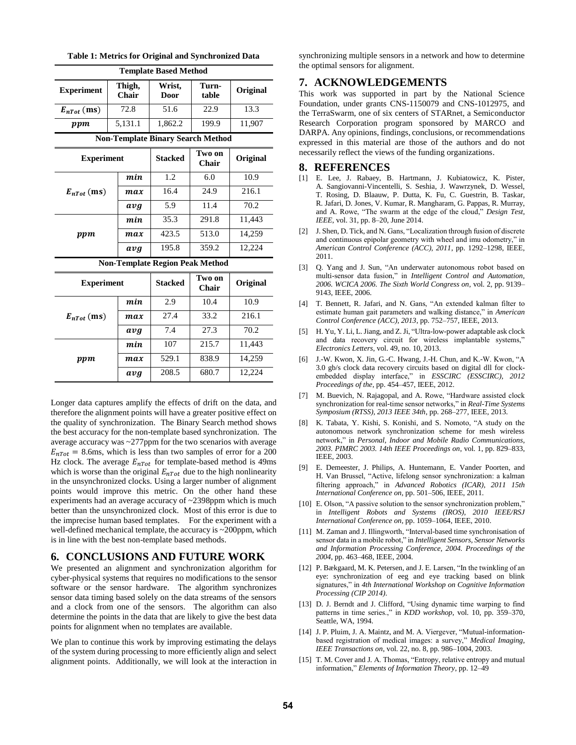**Table 1: Metrics for Original and Synchronized Data**

| Template Based Method | | | | |
|---|---|---|---|---|
| Experiment | Thigh, Chair | Wrist, Door | Turn-table | Original |
| $E_{nTot}$ (ms) | 72.8 | 51.6 | 22.9 | 13.3 |
| $ppm$ | 5,131.1 | 1,862.2 | 199.9 | 11,907 |

| Non-Template Binary Search Method | | | | |
|---|---|---|---|---|
| Experiment | | Stacked | Two on Chair | Original |
| $E_{nTot}$ (ms) | $min$ | 1.2 | 6.0 | 10.9 |
| | $max$ | 16.4 | 24.9 | 216.1 |
| | $avg$ | 5.9 | 11.4 | 70.2 |
| $ppm$ | $min$ | 35.3 | 291.8 | 11,443 |
| | $max$ | 423.5 | 513.0 | 14,259 |
| | $avg$ | 195.8 | 359.2 | 12,224 |

| Non-Template Region Peak Method | | | | |
|---|---|---|---|---|
| Experiment | | Stacked | Two on Chair | Original |
| $E_{nTot}$ (ms) | $min$ | 2.9 | 10.4 | 10.9 |
| | $max$ | 27.4 | 33.2 | 216.1 |
| | $avg$ | 7.4 | 27.3 | 70.2 |
| $ppm$ | $min$ | 107 | 215.7 | 11,443 |
| | $max$ | 529.1 | 838.9 | 14,259 |
| | $avg$ | 208.5 | 680.7 | 12,224 |

Longer data captures amplify the effects of drift on the data, and therefore the alignment points will have a greater positive effect on the quality of synchronization. The Binary Search method shows the best accuracy for the non-template based synchronization. The average accuracy was ~277ppm for the two scenarios with average $E_{nTot} = 8.6$ms, which is less than two samples of error for a 200 Hz clock. The average $E_{nTot}$ for template-based method is 49ms which is worse than the original $E_{nTot}$ due to the high nonlinearity in the unsynchronized clocks. Using a larger number of alignment points would improve this metric. On the other hand these experiments had an average accuracy of ~2398ppm which is much better than the unsynchronized clock. Most of this error is due to the imprecise human based templates. For the experiment with a well-defined mechanical template, the accuracy is ~200ppm, which is in line with the best non-template based methods.

## 6. CONCLUSIONS AND FUTURE WORK

We presented an alignment and synchronization algorithm for cyber-physical systems that requires no modifications to the sensor software or the sensor hardware. The algorithm synchronizes sensor data timing based solely on the data streams of the sensors and a clock from one of the sensors. The algorithm can also determine the points in the data that are likely to give the best data points for alignment when no templates are available.

We plan to continue this work by improving estimating the delays of the system during processing to more efficiently align and select alignment points. Additionally, we will look at the interaction in synchronizing multiple sensors in a network and how to determine the optimal sensors for alignment.

## 7. ACKNOWLEDGEMENTS

This work was supported in part by the National Science Foundation, under grants CNS-1150079 and CNS-1012975, and the TerraSwarm, one of six centers of STARnet, a Semiconductor Research Corporation program sponsored by MARCO and DARPA. Any opinions, findings, conclusions, or recommendations expressed in this material are those of the authors and do not necessarily reflect the views of the funding organizations.

## 8. REFERENCES

[1] E. Lee, J. Rabaey, B. Hartmann, J. Kubiatowicz, K. Pister, A. Sangiovanni-Vincentelli, S. Seshia, J. Wawrzynek, D. Wessel, T. Rosing, D. Blaauw, P. Dutta, K. Fu, C. Guestrin, B. Taskar, R. Jafari, D. Jones, V. Kumar, R. Mangharam, G. Pappas, R. Murray, and A. Rowe, "The swarm at the edge of the cloud," *Design Test, IEEE*, vol. 31, pp. 8–20, June 2014.

[2] J. Shen, D. Tick, and N. Gans, "Localization through fusion of discrete and continuous epipolar geometry with wheel and imu odometry," in *American Control Conference (ACC), 2011*, pp. 1292–1298, IEEE, 2011.

[3] Q. Yang and J. Sun, "An underwater autonomous robot based on multi-sensor data fusion," in *Intelligent Control and Automation, 2006. WCICA 2006. The Sixth World Congress on*, vol. 2, pp. 9139–9143, IEEE, 2006.

[4] T. Bennett, R. Jafari, and N. Gans, "An extended kalman filter to estimate human gait parameters and walking distance," in *American Control Conference (ACC), 2013*, pp. 752–757, IEEE, 2013.

[5] H. Yu, Y. Li, L. Jiang, and Z. Ji, "Ultra-low-power adaptable ask clock and data recovery circuit for wireless implantable systems," *Electronics Letters*, vol. 49, no. 10, 2013.

[6] J.-W. Kwon, X. Jin, G.-C. Hwang, J.-H. Chun, and K.-W. Kwon, "A 3.0 gb/s clock data recovery circuits based on digital dll for clock-embedded display interface," in *ESSCIRC (ESSCIRC), 2012 Proceedings of the*, pp. 454–457, IEEE, 2012.

[7] M. Buevich, N. Rajagopal, and A. Rowe, "Hardware assisted clock synchronization for real-time sensor networks," in *Real-Time Systems Symposium (RTSS), 2013 IEEE 34th*, pp. 268–277, IEEE, 2013.

[8] K. Tabata, Y. Kishi, S. Konishi, and S. Nomoto, "A study on the autonomous network synchronization scheme for mesh wireless network," in *Personal, Indoor and Mobile Radio Communications, 2003. PIMRC 2003. 14th IEEE Proceedings on*, vol. 1, pp. 829–833, IEEE, 2003.

[9] E. Demeester, J. Philips, A. Huntemann, E. Vander Poorten, and H. Van Brussel, "Active, lifelong sensor synchronization: a kalman filtering approach," in *Advanced Robotics (ICAR), 2011 15th International Conference on*, pp. 501–506, IEEE, 2011.

[10] E. Olson, "A passive solution to the sensor synchronization problem," in *Intelligent Robots and Systems (IROS), 2010 IEEE/RSJ International Conference on*, pp. 1059–1064, IEEE, 2010.

[11] M. Zaman and J. Illingworth, "Interval-based time synchronisation of sensor data in a mobile robot," in *Intelligent Sensors, Sensor Networks and Information Processing Conference, 2004. Proceedings of the 2004*, pp. 463–468, IEEE, 2004.

[12] P. Bækgaard, M. K. Petersen, and J. E. Larsen, "In the twinkling of an eye: synchronization of eeg and eye tracking based on blink signatures," in *4th International Workshop on Cognitive Information Processing (CIP 2014)*.

[13] D. J. Berndt and J. Clifford, "Using dynamic time warping to find patterns in time series.," in *KDD workshop*, vol. 10, pp. 359–370, Seattle, WA, 1994.

[14] J. P. Pluim, J. A. Maintz, and M. A. Viergever, "Mutual-information-based registration of medical images: a survey," *Medical Imaging, IEEE Transactions on*, vol. 22, no. 8, pp. 986–1004, 2003.

[15] T. M. Cover and J. A. Thomas, "Entropy, relative entropy and mutual information," *Elements of Information Theory*, pp. 12–49